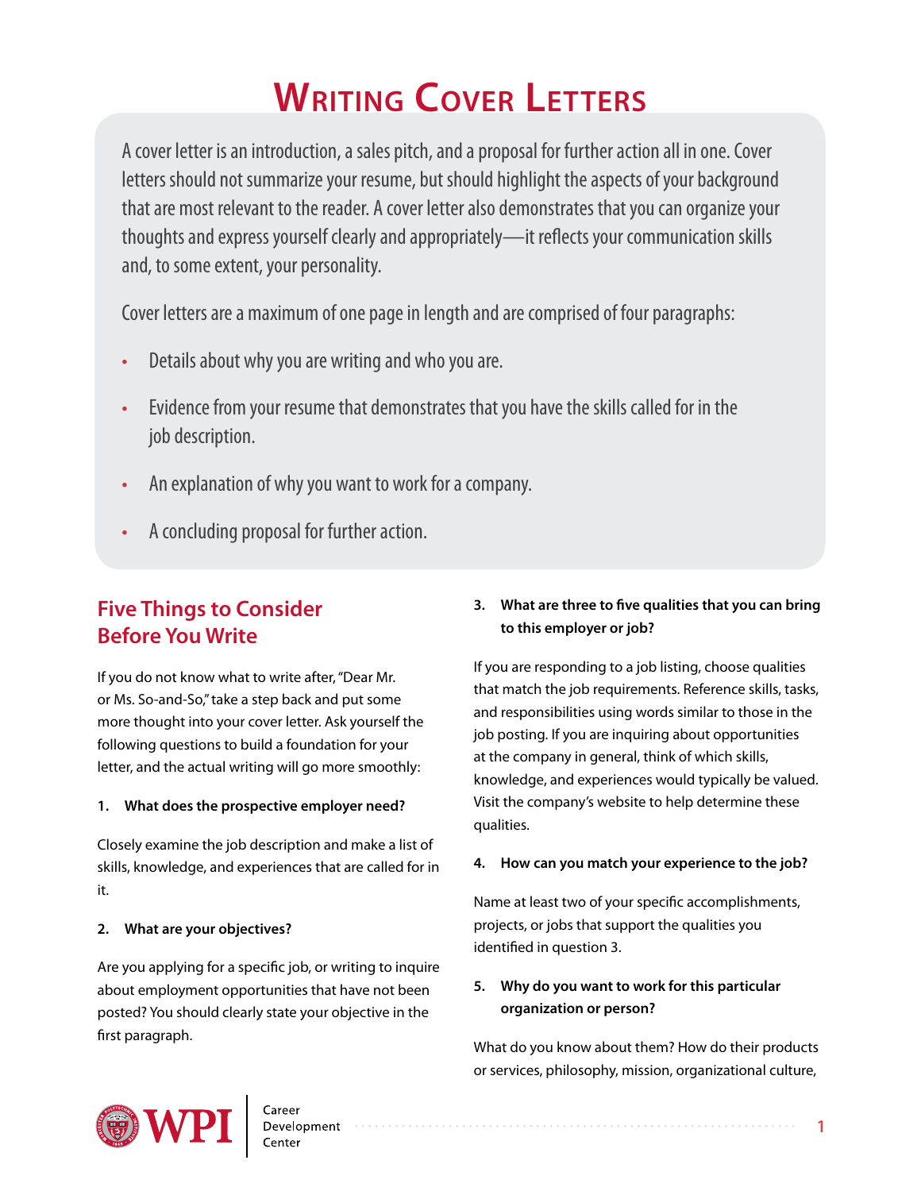# Writing Cover Letters

A cover letter is an introduction, a sales pitch, and a proposal for further action all in one. Cover letters should not summarize your resume, but should highlight the aspects of your background that are most relevant to the reader. A cover letter also demonstrates that you can organize your thoughts and express yourself clearly and appropriately—it reflects your communication skills and, to some extent, your personality.

Cover letters are a maximum of one page in length and are comprised of four paragraphs:

- Details about why you are writing and who you are.
- Evidence from your resume that demonstrates that you have the skills called for in the job description.
- An explanation of why you want to work for a company.
- A concluding proposal for further action.

## Five Things to Consider Before You Write

If you do not know what to write after, "Dear Mr. or Ms. So-and-So," take a step back and put some more thought into your cover letter. Ask yourself the following questions to build a foundation for your letter, and the actual writing will go more smoothly:

**1. What does the prospective employer need?**

Closely examine the job description and make a list of skills, knowledge, and experiences that are called for in it.

**2. What are your objectives?**

Are you applying for a specific job, or writing to inquire about employment opportunities that have not been posted? You should clearly state your objective in the first paragraph.

**3. What are three to five qualities that you can bring to this employer or job?**

If you are responding to a job listing, choose qualities that match the job requirements. Reference skills, tasks, and responsibilities using words similar to those in the job posting. If you are inquiring about opportunities at the company in general, think of which skills, knowledge, and experiences would typically be valued. Visit the company's website to help determine these qualities.

**4. How can you match your experience to the job?**

Name at least two of your specific accomplishments, projects, or jobs that support the qualities you identified in question 3.

**5. Why do you want to work for this particular organization or person?**

What do you know about them? How do their products or services, philosophy, mission, organizational culture,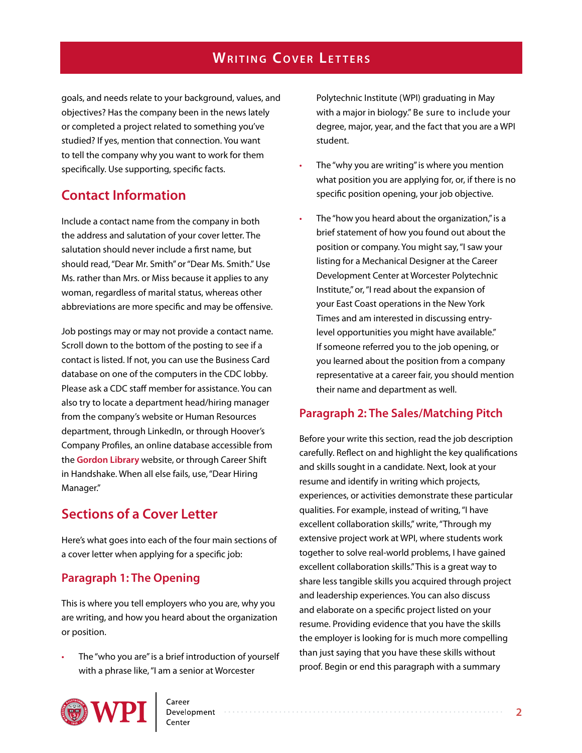goals, and needs relate to your background, values, and objectives? Has the company been in the news lately or completed a project related to something you've studied? If yes, mention that connection. You want to tell the company why you want to work for them specifically. Use supporting, specific facts.

## Contact Information

Include a contact name from the company in both the address and salutation of your cover letter. The salutation should never include a first name, but should read, "Dear Mr. Smith" or "Dear Ms. Smith." Use Ms. rather than Mrs. or Miss because it applies to any woman, regardless of marital status, whereas other abbreviations are more specific and may be offensive.

Job postings may or may not provide a contact name. Scroll down to the bottom of the posting to see if a contact is listed. If not, you can use the Business Card database on one of the computers in the CDC lobby. Please ask a CDC staff member for assistance. You can also try to locate a department head/hiring manager from the company's website or Human Resources department, through LinkedIn, or through Hoover's Company Profiles, an online database accessible from the **Gordon Library** website, or through Career Shift in Handshake. When all else fails, use, "Dear Hiring Manager."

## Sections of a Cover Letter

Here's what goes into each of the four main sections of a cover letter when applying for a specific job:

### Paragraph 1: The Opening

This is where you tell employers who you are, why you are writing, and how you heard about the organization or position.

- The "who you are" is a brief introduction of yourself with a phrase like, "I am a senior at Worcester Polytechnic Institute (WPI) graduating in May with a major in biology." Be sure to include your degree, major, year, and the fact that you are a WPI student.
- The "why you are writing" is where you mention what position you are applying for, or, if there is no specific position opening, your job objective.
- The "how you heard about the organization," is a brief statement of how you found out about the position or company. You might say, "I saw your listing for a Mechanical Designer at the Career Development Center at Worcester Polytechnic Institute," or, "I read about the expansion of your East Coast operations in the New York Times and am interested in discussing entry-level opportunities you might have available." If someone referred you to the job opening, or you learned about the position from a company representative at a career fair, you should mention their name and department as well.

### Paragraph 2: The Sales/Matching Pitch

Before your write this section, read the job description carefully. Reflect on and highlight the key qualifications and skills sought in a candidate. Next, look at your resume and identify in writing which projects, experiences, or activities demonstrate these particular qualities. For example, instead of writing, "I have excellent collaboration skills," write, "Through my extensive project work at WPI, where students work together to solve real-world problems, I have gained excellent collaboration skills." This is a great way to share less tangible skills you acquired through project and leadership experiences. You can also discuss and elaborate on a specific project listed on your resume. Providing evidence that you have the skills the employer is looking for is much more compelling than just saying that you have these skills without proof. Begin or end this paragraph with a summary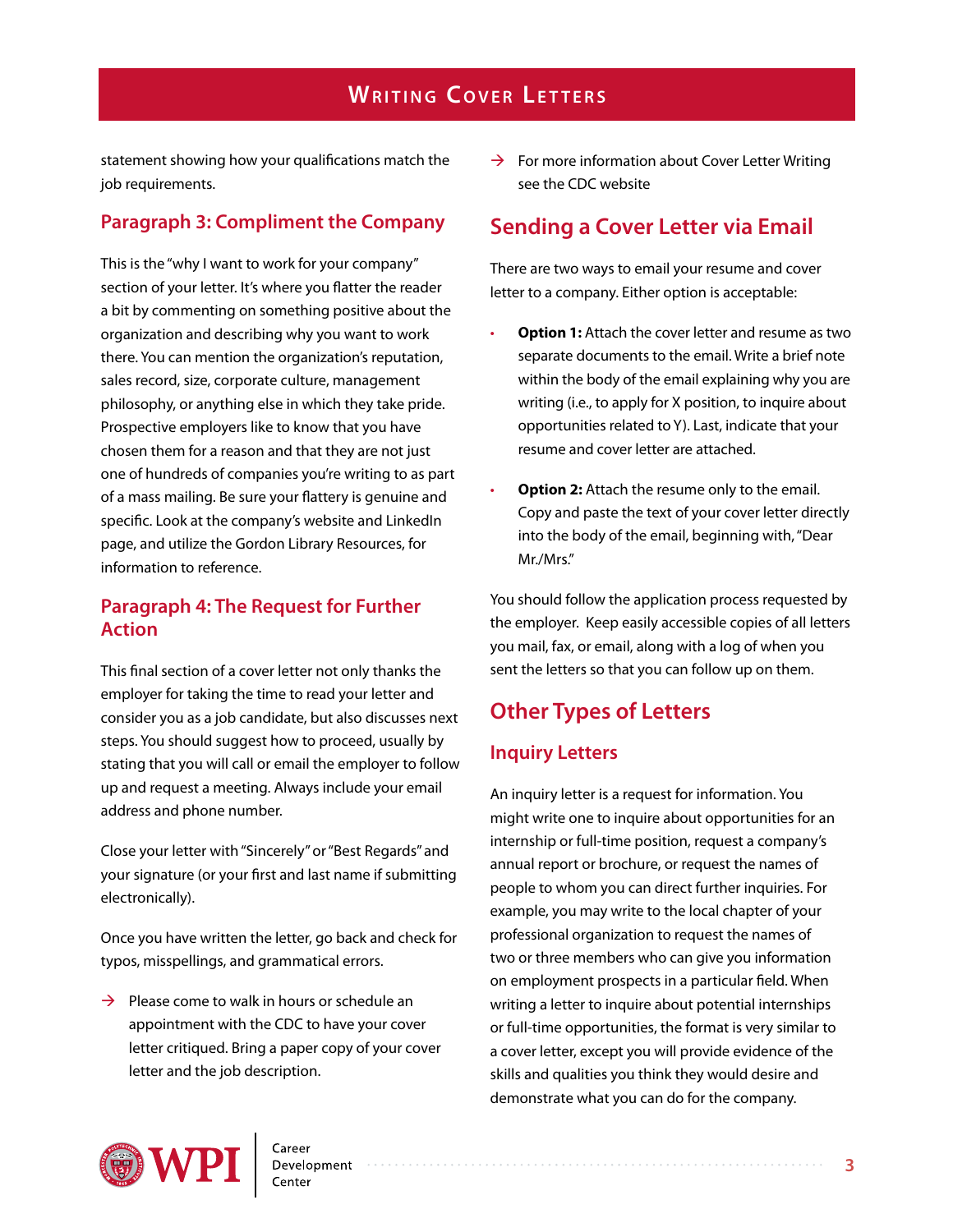statement showing how your qualifications match the job requirements.

### Paragraph 3: Compliment the Company

This is the "why I want to work for your company" section of your letter. It's where you flatter the reader a bit by commenting on something positive about the organization and describing why you want to work there. You can mention the organization's reputation, sales record, size, corporate culture, management philosophy, or anything else in which they take pride. Prospective employers like to know that you have chosen them for a reason and that they are not just one of hundreds of companies you're writing to as part of a mass mailing. Be sure your flattery is genuine and specific. Look at the company's website and LinkedIn page, and utilize the Gordon Library Resources, for information to reference.

### Paragraph 4: The Request for Further Action

This final section of a cover letter not only thanks the employer for taking the time to read your letter and consider you as a job candidate, but also discusses next steps. You should suggest how to proceed, usually by stating that you will call or email the employer to follow up and request a meeting. Always include your email address and phone number.

Close your letter with "Sincerely" or "Best Regards" and your signature (or your first and last name if submitting electronically).

Once you have written the letter, go back and check for typos, misspellings, and grammatical errors.

→ Please come to walk in hours or schedule an appointment with the CDC to have your cover letter critiqued. Bring a paper copy of your cover letter and the job description.

→ For more information about Cover Letter Writing see the CDC website

## Sending a Cover Letter via Email

There are two ways to email your resume and cover letter to a company. Either option is acceptable:

- **Option 1:** Attach the cover letter and resume as two separate documents to the email. Write a brief note within the body of the email explaining why you are writing (i.e., to apply for X position, to inquire about opportunities related to Y). Last, indicate that your resume and cover letter are attached.
- **Option 2:** Attach the resume only to the email. Copy and paste the text of your cover letter directly into the body of the email, beginning with, "Dear Mr./Mrs."

You should follow the application process requested by the employer. Keep easily accessible copies of all letters you mail, fax, or email, along with a log of when you sent the letters so that you can follow up on them.

## Other Types of Letters

### Inquiry Letters

An inquiry letter is a request for information. You might write one to inquire about opportunities for an internship or full-time position, request a company's annual report or brochure, or request the names of people to whom you can direct further inquiries. For example, you may write to the local chapter of your professional organization to request the names of two or three members who can give you information on employment prospects in a particular field. When writing a letter to inquire about potential internships or full-time opportunities, the format is very similar to a cover letter, except you will provide evidence of the skills and qualities you think they would desire and demonstrate what you can do for the company.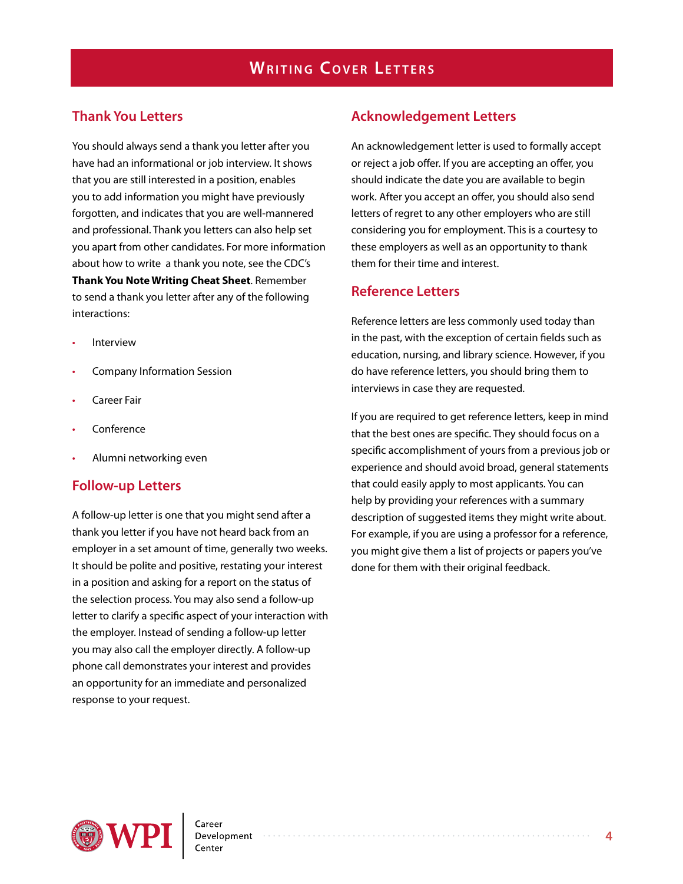# Writing Cover Letters

## Thank You Letters

You should always send a thank you letter after you have had an informational or job interview. It shows that you are still interested in a position, enables you to add information you might have previously forgotten, and indicates that you are well-mannered and professional. Thank you letters can also help set you apart from other candidates. For more information about how to write a thank you note, see the CDC's **Thank You Note Writing Cheat Sheet**. Remember to send a thank you letter after any of the following interactions:

- Interview
- Company Information Session
- Career Fair
- Conference
- Alumni networking even

## Follow-up Letters

A follow-up letter is one that you might send after a thank you letter if you have not heard back from an employer in a set amount of time, generally two weeks. It should be polite and positive, restating your interest in a position and asking for a report on the status of the selection process. You may also send a follow-up letter to clarify a specific aspect of your interaction with the employer. Instead of sending a follow-up letter you may also call the employer directly. A follow-up phone call demonstrates your interest and provides an opportunity for an immediate and personalized response to your request.

## Acknowledgement Letters

An acknowledgement letter is used to formally accept or reject a job offer. If you are accepting an offer, you should indicate the date you are available to begin work. After you accept an offer, you should also send letters of regret to any other employers who are still considering you for employment. This is a courtesy to these employers as well as an opportunity to thank them for their time and interest.

## Reference Letters

Reference letters are less commonly used today than in the past, with the exception of certain fields such as education, nursing, and library science. However, if you do have reference letters, you should bring them to interviews in case they are requested.

If you are required to get reference letters, keep in mind that the best ones are specific. They should focus on a specific accomplishment of yours from a previous job or experience and should avoid broad, general statements that could easily apply to most applicants. You can help by providing your references with a summary description of suggested items they might write about. For example, if you are using a professor for a reference, you might give them a list of projects or papers you've done for them with their original feedback.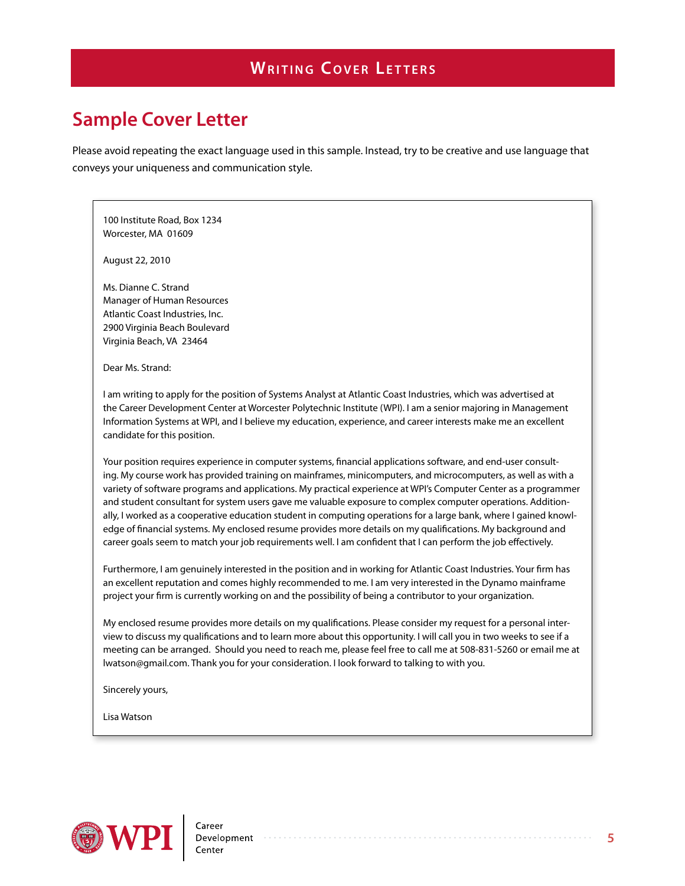# Sample Cover Letter

Please avoid repeating the exact language used in this sample. Instead, try to be creative and use language that conveys your uniqueness and communication style.

100 Institute Road, Box 1234
Worcester, MA 01609

August 22, 2010

Ms. Dianne C. Strand
Manager of Human Resources
Atlantic Coast Industries, Inc.
2900 Virginia Beach Boulevard
Virginia Beach, VA 23464

Dear Ms. Strand:

I am writing to apply for the position of Systems Analyst at Atlantic Coast Industries, which was advertised at the Career Development Center at Worcester Polytechnic Institute (WPI). I am a senior majoring in Management Information Systems at WPI, and I believe my education, experience, and career interests make me an excellent candidate for this position.

Your position requires experience in computer systems, financial applications software, and end-user consulting. My course work has provided training on mainframes, minicomputers, and microcomputers, as well as with a variety of software programs and applications. My practical experience at WPI's Computer Center as a programmer and student consultant for system users gave me valuable exposure to complex computer operations. Additionally, I worked as a cooperative education student in computing operations for a large bank, where I gained knowledge of financial systems. My enclosed resume provides more details on my qualifications. My background and career goals seem to match your job requirements well. I am confident that I can perform the job effectively.

Furthermore, I am genuinely interested in the position and in working for Atlantic Coast Industries. Your firm has an excellent reputation and comes highly recommended to me. I am very interested in the Dynamo mainframe project your firm is currently working on and the possibility of being a contributor to your organization.

My enclosed resume provides more details on my qualifications. Please consider my request for a personal interview to discuss my qualifications and to learn more about this opportunity. I will call you in two weeks to see if a meeting can be arranged. Should you need to reach me, please feel free to call me at 508-831-5260 or email me at lwatson@gmail.com. Thank you for your consideration. I look forward to talking to with you.

Sincerely yours,

Lisa Watson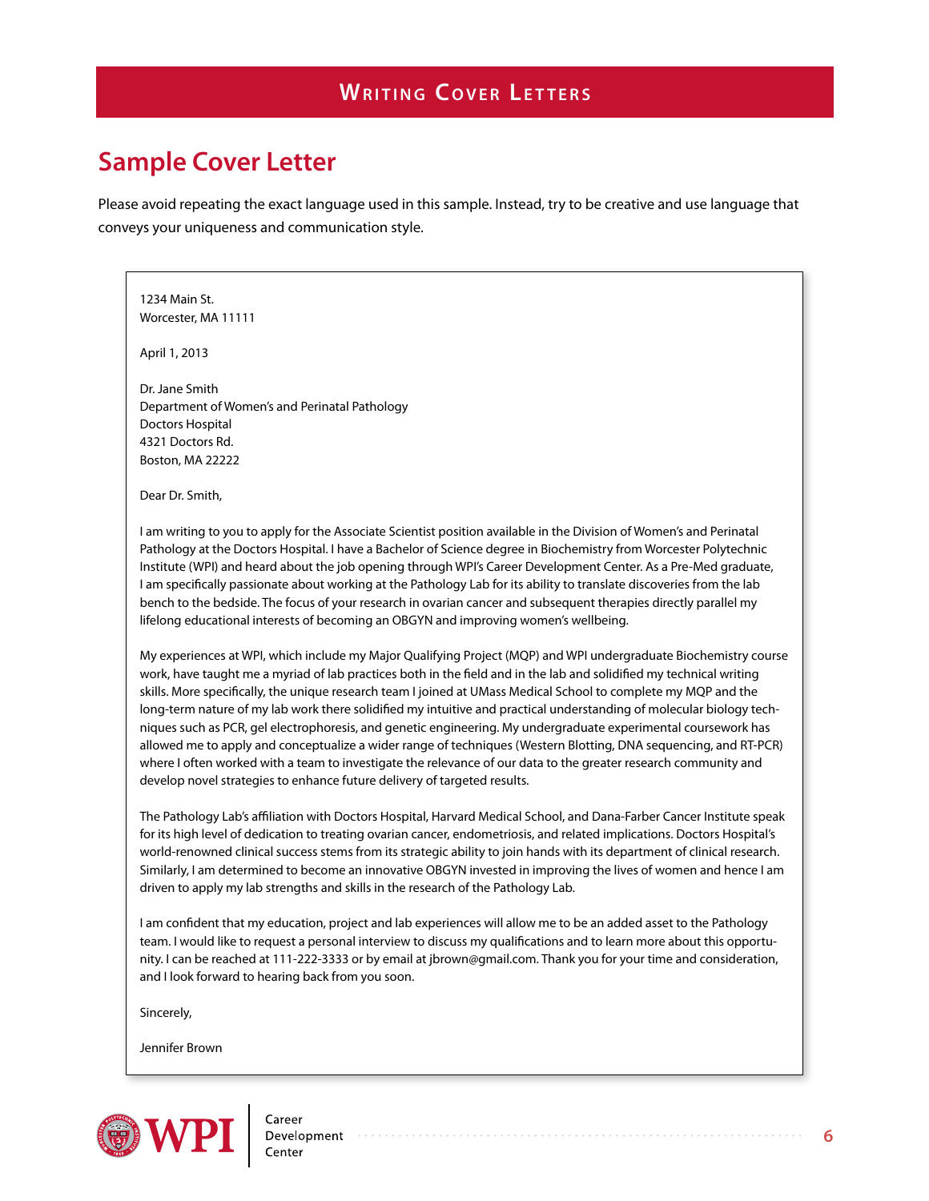## Sample Cover Letter

Please avoid repeating the exact language used in this sample. Instead, try to be creative and use language that conveys your uniqueness and communication style.

1234 Main St.
Worcester, MA 11111

April 1, 2013

Dr. Jane Smith
Department of Women's and Perinatal Pathology
Doctors Hospital
4321 Doctors Rd.
Boston, MA 22222

Dear Dr. Smith,

I am writing to you to apply for the Associate Scientist position available in the Division of Women's and Perinatal Pathology at the Doctors Hospital. I have a Bachelor of Science degree in Biochemistry from Worcester Polytechnic Institute (WPI) and heard about the job opening through WPI's Career Development Center. As a Pre-Med graduate, I am specifically passionate about working at the Pathology Lab for its ability to translate discoveries from the lab bench to the bedside. The focus of your research in ovarian cancer and subsequent therapies directly parallel my lifelong educational interests of becoming an OBGYN and improving women's wellbeing.

My experiences at WPI, which include my Major Qualifying Project (MQP) and WPI undergraduate Biochemistry course work, have taught me a myriad of lab practices both in the field and in the lab and solidified my technical writing skills. More specifically, the unique research team I joined at UMass Medical School to complete my MQP and the long-term nature of my lab work there solidified my intuitive and practical understanding of molecular biology techniques such as PCR, gel electrophoresis, and genetic engineering. My undergraduate experimental coursework has allowed me to apply and conceptualize a wider range of techniques (Western Blotting, DNA sequencing, and RT-PCR) where I often worked with a team to investigate the relevance of our data to the greater research community and develop novel strategies to enhance future delivery of targeted results.

The Pathology Lab's affiliation with Doctors Hospital, Harvard Medical School, and Dana-Farber Cancer Institute speak for its high level of dedication to treating ovarian cancer, endometriosis, and related implications. Doctors Hospital's world-renowned clinical success stems from its strategic ability to join hands with its department of clinical research. Similarly, I am determined to become an innovative OBGYN invested in improving the lives of women and hence I am driven to apply my lab strengths and skills in the research of the Pathology Lab.

I am confident that my education, project and lab experiences will allow me to be an added asset to the Pathology team. I would like to request a personal interview to discuss my qualifications and to learn more about this opportunity. I can be reached at 111-222-3333 or by email at jbrown@gmail.com. Thank you for your time and consideration, and I look forward to hearing back from you soon.

Sincerely,

Jennifer Brown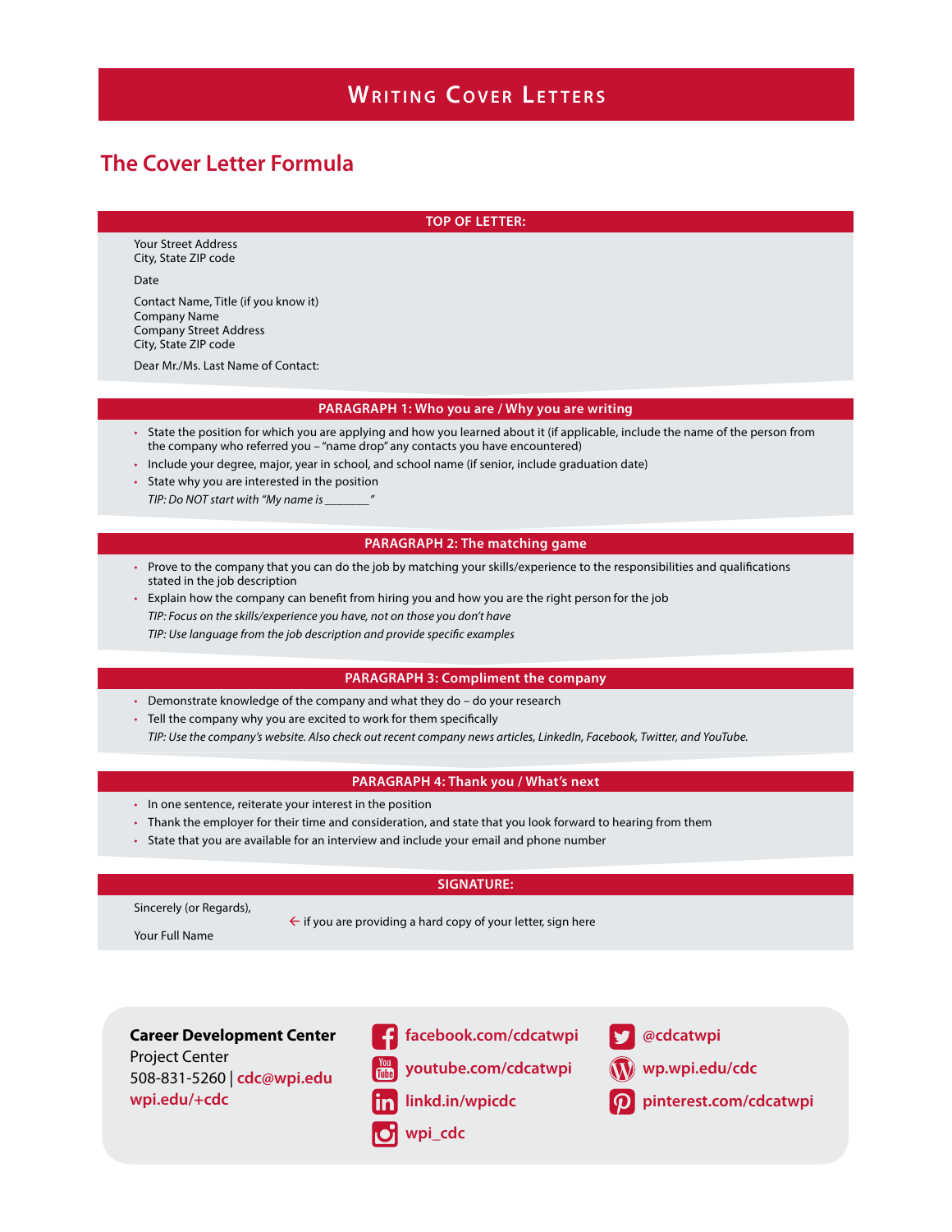# Writing Cover Letters

## The Cover Letter Formula

### TOP OF LETTER:

Your Street Address
City, State ZIP code

Date

Contact Name, Title (if you know it)
Company Name
Company Street Address
City, State ZIP code

Dear Mr./Ms. Last Name of Contact:

### PARAGRAPH 1: Who you are / Why you are writing

- State the position for which you are applying and how you learned about it (if applicable, include the name of the person from the company who referred you – "name drop" any contacts you have encountered)
- Include your degree, major, year in school, and school name (if senior, include graduation date)
- State why you are interested in the position

*TIP: Do NOT start with "My name is _______"*

### PARAGRAPH 2: The matching game

- Prove to the company that you can do the job by matching your skills/experience to the responsibilities and qualifications stated in the job description
- Explain how the company can benefit from hiring you and how you are the right person for the job

*TIP: Focus on the skills/experience you have, not on those you don't have*

*TIP: Use language from the job description and provide specific examples*

### PARAGRAPH 3: Compliment the company

- Demonstrate knowledge of the company and what they do – do your research
- Tell the company why you are excited to work for them specifically

*TIP: Use the company's website. Also check out recent company news articles, LinkedIn, Facebook, Twitter, and YouTube.*

### PARAGRAPH 4: Thank you / What's next

- In one sentence, reiterate your interest in the position
- Thank the employer for their time and consideration, and state that you look forward to hearing from them
- State that you are available for an interview and include your email and phone number

### SIGNATURE:

Sincerely (or Regards),

← if you are providing a hard copy of your letter, sign here

Your Full Name

**Career Development Center**
Project Center
508-831-5260 | cdc@wpi.edu
wpi.edu/+cdc

facebook.com/cdcatwpi
youtube.com/cdcatwpi
linkd.in/wpicdc
wpi_cdc
@cdcatwpi
wp.wpi.edu/cdc
pinterest.com/cdcatwpi